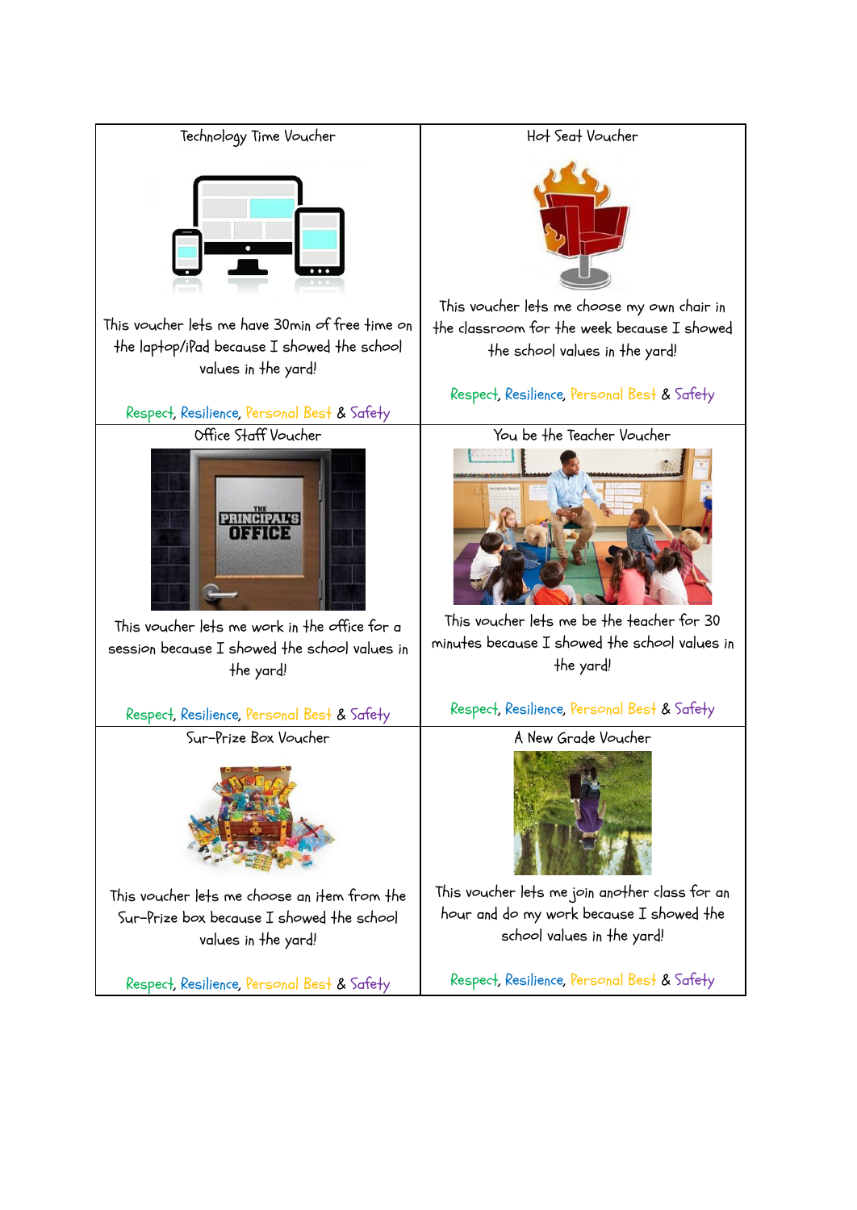| Technology Time Voucher | Hot Seat Voucher |
| --- | --- |
| This voucher lets me have 30min of free time on the laptop/iPad because I showed the school values in the yard! | This voucher lets me choose my own chair in the classroom for the week because I showed the school values in the yard! |
| Respect, Resilience, Personal Best & Safety | Respect, Resilience, Personal Best & Safety |
| **Office Staff Voucher** | **You be the Teacher Voucher** |
| This voucher lets me work in the office for a session because I showed the school values in the yard! | This voucher lets me be the teacher for 30 minutes because I showed the school values in the yard! |
| Respect, Resilience, Personal Best & Safety | Respect, Resilience, Personal Best & Safety |
| **Sur-Prize Box Voucher** | **A New Grade Voucher** |
| This voucher lets me choose an item from the Sur-Prize box because I showed the school values in the yard! | This voucher lets me join another class for an hour and do my work because I showed the school values in the yard! |
| Respect, Resilience, Personal Best & Safety | Respect, Resilience, Personal Best & Safety |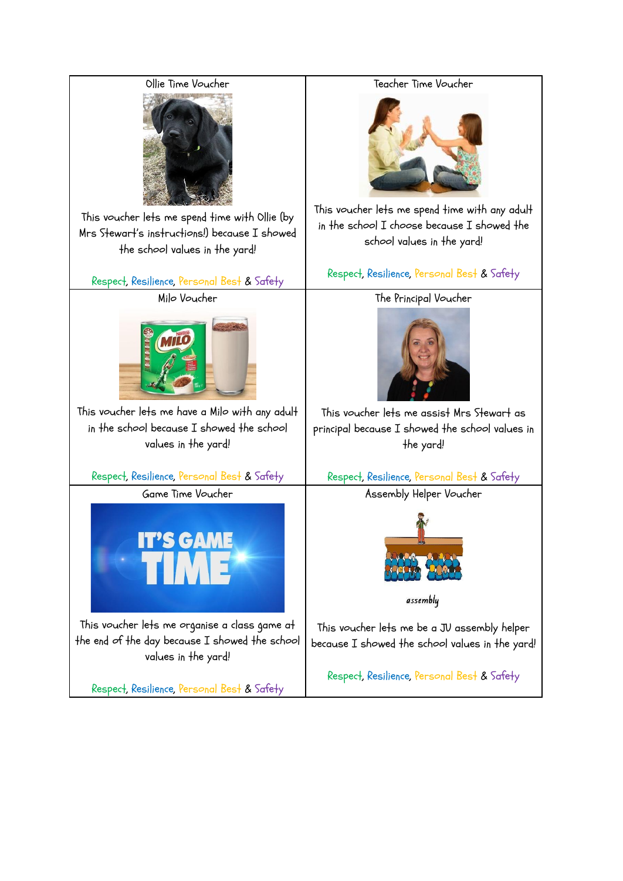| | |
|---|---|
| Ollie Time Voucher<br><br>This voucher lets me spend time with Ollie (by Mrs Stewart's instructions!) because I showed the school values in the yard!<br><br>Respect, Resilience, Personal Best & Safety | Teacher Time Voucher<br><br>This voucher lets me spend time with any adult in the school I choose because I showed the school values in the yard!<br><br>Respect, Resilience, Personal Best & Safety |
| Milo Voucher<br><br>This voucher lets me have a Milo with any adult in the school because I showed the school values in the yard!<br><br>Respect, Resilience, Personal Best & Safety | The Principal Voucher<br><br>This voucher lets me assist Mrs Stewart as principal because I showed the school values in the yard!<br><br>Respect, Resilience, Personal Best & Safety |
| Game Time Voucher<br><br>IT'S GAME TIME<br><br>This voucher lets me organise a class game at the end of the day because I showed the school values in the yard!<br><br>Respect, Resilience, Personal Best & Safety | Assembly Helper Voucher<br><br>assembly<br><br>This voucher lets me be a JU assembly helper because I showed the school values in the yard!<br><br>Respect, Resilience, Personal Best & Safety |